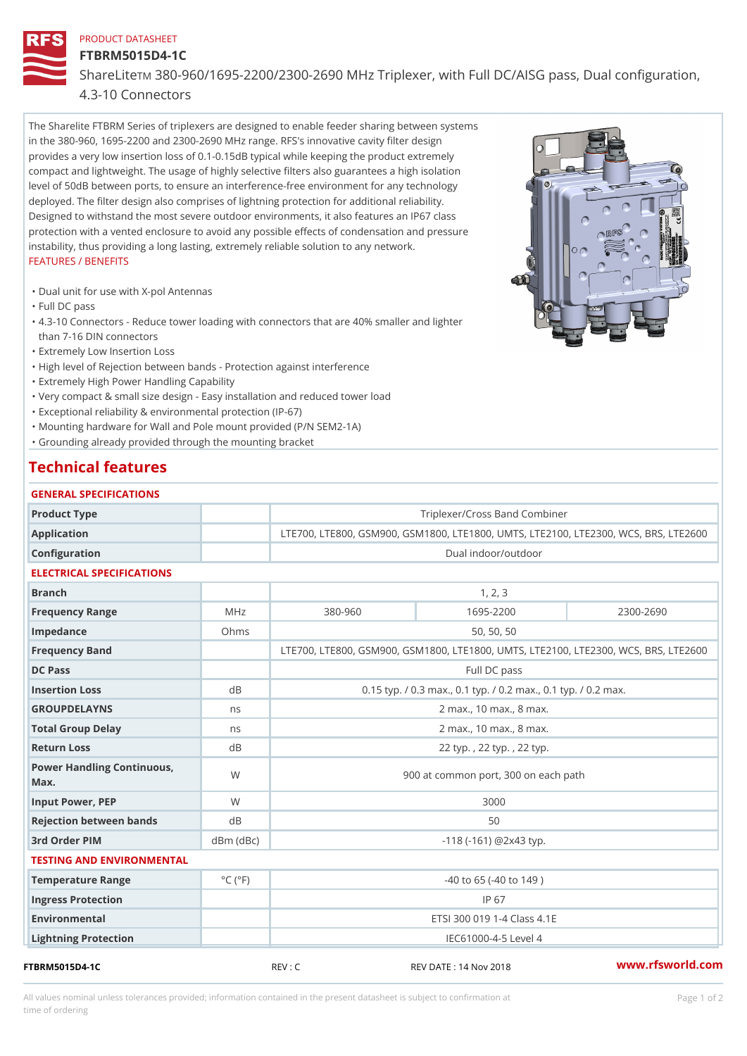PRODUCT DATASHEET

# FTBRM5015D4-1C

ShareLite™ 380-960/1695-2200/2300-2690 MHz Triplexer, with Full DC/AISG pass, Dual configuration, 4.3-10 Connectors

The Sharelite FTBRM Series of triplexers are designed to enable feeder sharing between systems in the 380-960, 1695-2200 and 2300-2690 MHz range. RFS's innovative cavity filter design provides a very low insertion loss of 0.1-0.15dB typical while keeping the product extremely compact and lightweight. The usage of highly selective filters also guarantees a high isolation level of 50dB between ports, to ensure an interference-free environment for any technology deployed. The filter design also comprises of lightning protection for additional reliability. Designed to withstand the most severe outdoor environments, it also features an IP67 class protection with a vented enclosure to avoid any possible effects of condensation and pressure instability, thus providing a long lasting, extremely reliable solution to any network.

FEATURES / BENEFITS

- Dual unit for use with X-pol Antennas
- Full DC pass
- 4.3-10 Connectors - Reduce tower loading with connectors that are 40% smaller and lighter than 7-16 DIN connectors
- Extremely Low Insertion Loss
- High level of Rejection between bands - Protection against interference
- Extremely High Power Handling Capability
- Very compact & small size design - Easy installation and reduced tower load
- Exceptional reliability & environmental protection (IP-67)
- Mounting hardware for Wall and Pole mount provided (P/N SEM2-1A)
- Grounding already provided through the mounting bracket

## Technical features

### GENERAL SPECIFICATIONS

| | | | | |
|---|---|---|---|---|
| Product Type | | Triplexer/Cross Band Combiner | | |
| Application | | LTE700, LTE800, GSM900, GSM1800, LTE1800, UMTS, LTE2100, LTE2300, WCS, BRS, LTE2600 | | |
| Configuration | | Dual indoor/outdoor | | |

### ELECTRICAL SPECIFICATIONS

| | | | | |
|---|---|---|---|---|
| Branch | | 1, 2, 3 | | |
| Frequency Range | MHz | 380-960 | 1695-2200 | 2300-2690 |
| Impedance | Ohms | 50, 50, 50 | | |
| Frequency Band | | LTE700, LTE800, GSM900, GSM1800, LTE1800, UMTS, LTE2100, LTE2300, WCS, BRS, LTE2600 | | |
| DC Pass | | Full DC pass | | |
| Insertion Loss | dB | 0.15 typ. / 0.3 max., 0.1 typ. / 0.2 max., 0.1 typ. / 0.2 max. | | |
| GROUPDELAYNS | ns | 2 max., 10 max., 8 max. | | |
| Total Group Delay | ns | 2 max., 10 max., 8 max. | | |
| Return Loss | dB | 22 typ. , 22 typ. , 22 typ. | | |
| Power Handling Continuous, Max. | W | 900 at common port, 300 on each path | | |
| Input Power, PEP | W | 3000 | | |
| Rejection between bands | dB | 50 | | |
| 3rd Order PIM | dBm (dBc) | -118 (-161) @2x43 typ. | | |

### TESTING AND ENVIRONMENTAL

| | | |
|---|---|---|
| Temperature Range | °C (°F) | -40 to 65 (-40 to 149 ) |
| Ingress Protection | | IP 67 |
| Environmental | | ETSI 300 019 1-4 Class 4.1E |
| Lightning Protection | | IEC61000-4-5 Level 4 |

FTBRM5015D4-1C REV : C REV DATE : 14 Nov 2018 www.rfsworld.com

All values nominal unless tolerances provided; information contained in the present datasheet is subject to confirmation at time of ordering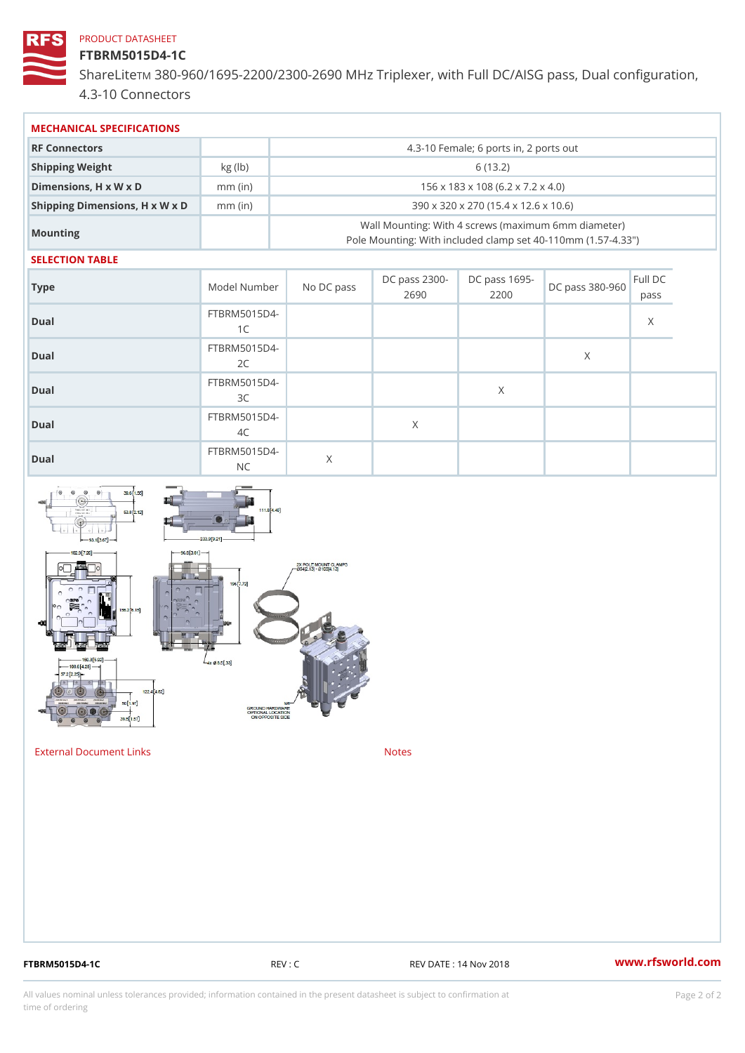PRODUCT DATASHEET

# FTBRM5015D4-1C

ShareLite™ 380-960/1695-2200/2300-2690 MHz Triplexer, with Full DC/AISG pass, Dual configuration, 4.3-10 Connectors

## MECHANICAL SPECIFICATIONS

| | | |
|---|---|---|
| RF Connectors | | 4.3-10 Female; 6 ports in, 2 ports out |
| Shipping Weight | kg (lb) | 6 (13.2) |
| Dimensions, H x W x D | mm (in) | 156 x 183 x 108 (6.2 x 7.2 x 4.0) |
| Shipping Dimensions, H x W x D | mm (in) | 390 x 320 x 270 (15.4 x 12.6 x 10.6) |
| Mounting | | Wall Mounting: With 4 screws (maximum 6mm diameter)<br>Pole Mounting: With included clamp set 40-110mm (1.57-4.33") |

## SELECTION TABLE

| Type | Model Number | No DC pass | DC pass 2300-2690 | DC pass 1695-2200 | DC pass 380-960 | Full DC pass |
|---|---|---|---|---|---|---|
| Dual | FTBRM5015D4-1C | | | | | X |
| Dual | FTBRM5015D4-2C | | | | X | |
| Dual | FTBRM5015D4-3C | | | X | | |
| Dual | FTBRM5015D4-4C | | X | | | |
| Dual | FTBRM5015D4-NC | X | | | | |

External Document Links

Notes

FTBRM5015D4-1C REV : C REV DATE : 14 Nov 2018 www.rfsworld.com

All values nominal unless tolerances provided; information contained in the present datasheet is subject to confirmation at time of ordering